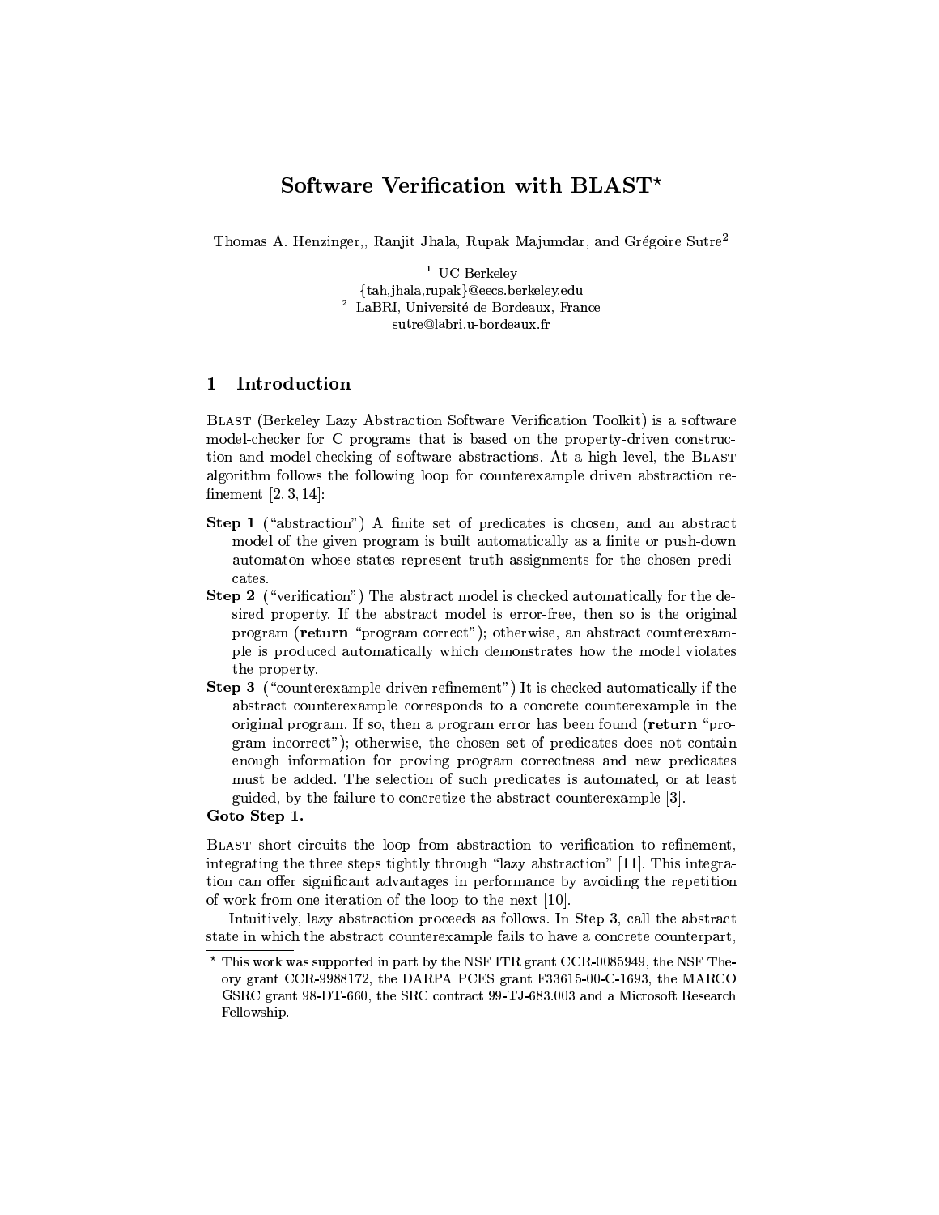# Software Verification with BLAST*

Thomas A. Henzinger,, Ranjit Jhala, Rupak Majumdar, and Grégoire Sutre[2]

[1] UC Berkeley
{tah,jhala,rupak}@eecs.berkeley.edu
[2] LaBRI, Université de Bordeaux, France
sutre@labri.u-bordeaux.fr

## 1 Introduction

BLAST (Berkeley Lazy Abstraction Software Verification Toolkit) is a software model-checker for C programs that is based on the property-driven construction and model-checking of software abstractions. At a high level, the BLAST algorithm follows the following loop for counterexample driven abstraction refinement [2, 3, 14]:

**Step 1** ("abstraction") A finite set of predicates is chosen, and an abstract model of the given program is built automatically as a finite or push-down automaton whose states represent truth assignments for the chosen predicates.

**Step 2** ("verification") The abstract model is checked automatically for the desired property. If the abstract model is error-free, then so is the original program (**return** "program correct"); otherwise, an abstract counterexample is produced automatically which demonstrates how the model violates the property.

**Step 3** ("counterexample-driven refinement") It is checked automatically if the abstract counterexample corresponds to a concrete counterexample in the original program. If so, then a program error has been found (**return** "program incorrect"); otherwise, the chosen set of predicates does not contain enough information for proving program correctness and new predicates must be added. The selection of such predicates is automated, or at least guided, by the failure to concretize the abstract counterexample [3].

**Goto Step 1.**

BLAST short-circuits the loop from abstraction to verification to refinement, integrating the three steps tightly through "lazy abstraction" [11]. This integration can offer significant advantages in performance by avoiding the repetition of work from one iteration of the loop to the next [10].

Intuitively, lazy abstraction proceeds as follows. In Step 3, call the abstract state in which the abstract counterexample fails to have a concrete counterpart,

* This work was supported in part by the NSF ITR grant CCR-0085949, the NSF Theory grant CCR-9988172, the DARPA PCES grant F33615-00-C-1693, the MARCO GSRC grant 98-DT-660, the SRC contract 99-TJ-683.003 and a Microsoft Research Fellowship.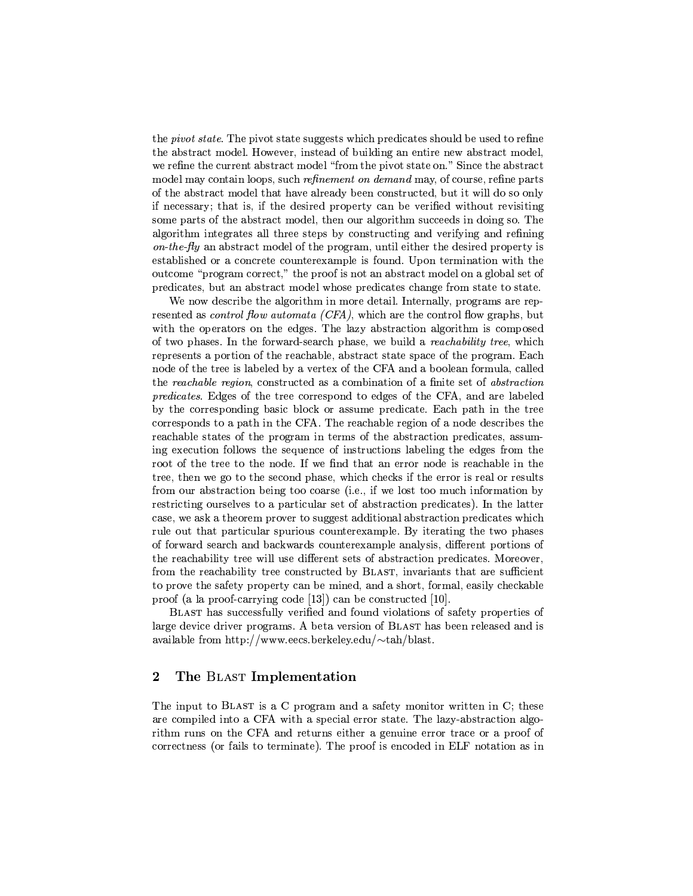the *pivot state*. The pivot state suggests which predicates should be used to refine the abstract model. However, instead of building an entire new abstract model, we refine the current abstract model "from the pivot state on." Since the abstract model may contain loops, such *refinement on demand* may, of course, refine parts of the abstract model that have already been constructed, but it will do so only if necessary; that is, if the desired property can be verified without revisiting some parts of the abstract model, then our algorithm succeeds in doing so. The algorithm integrates all three steps by constructing and verifying and refining *on-the-fly* an abstract model of the program, until either the desired property is established or a concrete counterexample is found. Upon termination with the outcome "program correct," the proof is not an abstract model on a global set of predicates, but an abstract model whose predicates change from state to state.

We now describe the algorithm in more detail. Internally, programs are represented as *control flow automata (CFA)*, which are the control flow graphs, but with the operators on the edges. The lazy abstraction algorithm is composed of two phases. In the forward-search phase, we build a *reachability tree*, which represents a portion of the reachable, abstract state space of the program. Each node of the tree is labeled by a vertex of the CFA and a boolean formula, called the *reachable region*, constructed as a combination of a finite set of *abstraction predicates*. Edges of the tree correspond to edges of the CFA, and are labeled by the corresponding basic block or assume predicate. Each path in the tree corresponds to a path in the CFA. The reachable region of a node describes the reachable states of the program in terms of the abstraction predicates, assuming execution follows the sequence of instructions labeling the edges from the root of the tree to the node. If we find that an error node is reachable in the tree, then we go to the second phase, which checks if the error is real or results from our abstraction being too coarse (i.e., if we lost too much information by restricting ourselves to a particular set of abstraction predicates). In the latter case, we ask a theorem prover to suggest additional abstraction predicates which rule out that particular spurious counterexample. By iterating the two phases of forward search and backwards counterexample analysis, different portions of the reachability tree will use different sets of abstraction predicates. Moreover, from the reachability tree constructed by BLAST, invariants that are sufficient to prove the safety property can be mined, and a short, formal, easily checkable proof (a la proof-carrying code [13]) can be constructed [10].

BLAST has successfully verified and found violations of safety properties of large device driver programs. A beta version of BLAST has been released and is available from http://www.eecs.berkeley.edu/∼tah/blast.

## 2 The BLAST Implementation

The input to BLAST is a C program and a safety monitor written in C; these are compiled into a CFA with a special error state. The lazy-abstraction algorithm runs on the CFA and returns either a genuine error trace or a proof of correctness (or fails to terminate). The proof is encoded in ELF notation as in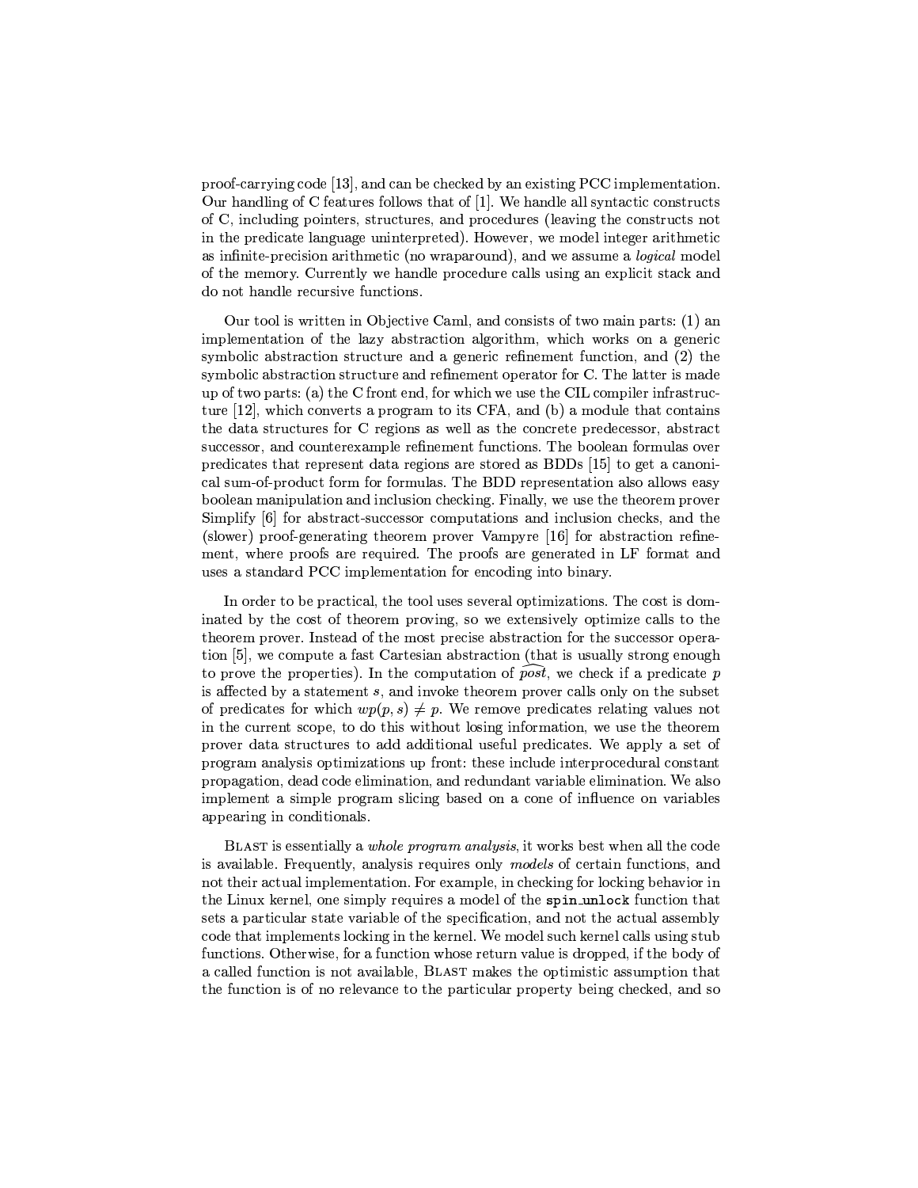proof-carrying code [13], and can be checked by an existing PCC implementation. Our handling of C features follows that of [1]. We handle all syntactic constructs of C, including pointers, structures, and procedures (leaving the constructs not in the predicate language uninterpreted). However, we model integer arithmetic as infinite-precision arithmetic (no wraparound), and we assume a *logical* model of the memory. Currently we handle procedure calls using an explicit stack and do not handle recursive functions.

Our tool is written in Objective Caml, and consists of two main parts: (1) an implementation of the lazy abstraction algorithm, which works on a generic symbolic abstraction structure and a generic refinement function, and (2) the symbolic abstraction structure and refinement operator for C. The latter is made up of two parts: (a) the C front end, for which we use the CIL compiler infrastructure [12], which converts a program to its CFA, and (b) a module that contains the data structures for C regions as well as the concrete predecessor, abstract successor, and counterexample refinement functions. The boolean formulas over predicates that represent data regions are stored as BDDs [15] to get a canonical sum-of-product form for formulas. The BDD representation also allows easy boolean manipulation and inclusion checking. Finally, we use the theorem prover Simplify [6] for abstract-successor computations and inclusion checks, and the (slower) proof-generating theorem prover Vampyre [16] for abstraction refinement, where proofs are required. The proofs are generated in LF format and uses a standard PCC implementation for encoding into binary.

In order to be practical, the tool uses several optimizations. The cost is dominated by the cost of theorem proving, so we extensively optimize calls to the theorem prover. Instead of the most precise abstraction for the successor operation [5], we compute a fast Cartesian abstraction (that is usually strong enough to prove the properties). In the computation of $\widehat{post}$, we check if a predicate $p$ is affected by a statement $s$, and invoke theorem prover calls only on the subset of predicates for which $wp(p, s) \neq p$. We remove predicates relating values not in the current scope, to do this without losing information, we use the theorem prover data structures to add additional useful predicates. We apply a set of program analysis optimizations up front: these include interprocedural constant propagation, dead code elimination, and redundant variable elimination. We also implement a simple program slicing based on a cone of influence on variables appearing in conditionals.

BLAST is essentially a *whole program analysis*, it works best when all the code is available. Frequently, analysis requires only *models* of certain functions, and not their actual implementation. For example, in checking for locking behavior in the Linux kernel, one simply requires a model of the `spin_unlock` function that sets a particular state variable of the specification, and not the actual assembly code that implements locking in the kernel. We model such kernel calls using stub functions. Otherwise, for a function whose return value is dropped, if the body of a called function is not available, BLAST makes the optimistic assumption that the function is of no relevance to the particular property being checked, and so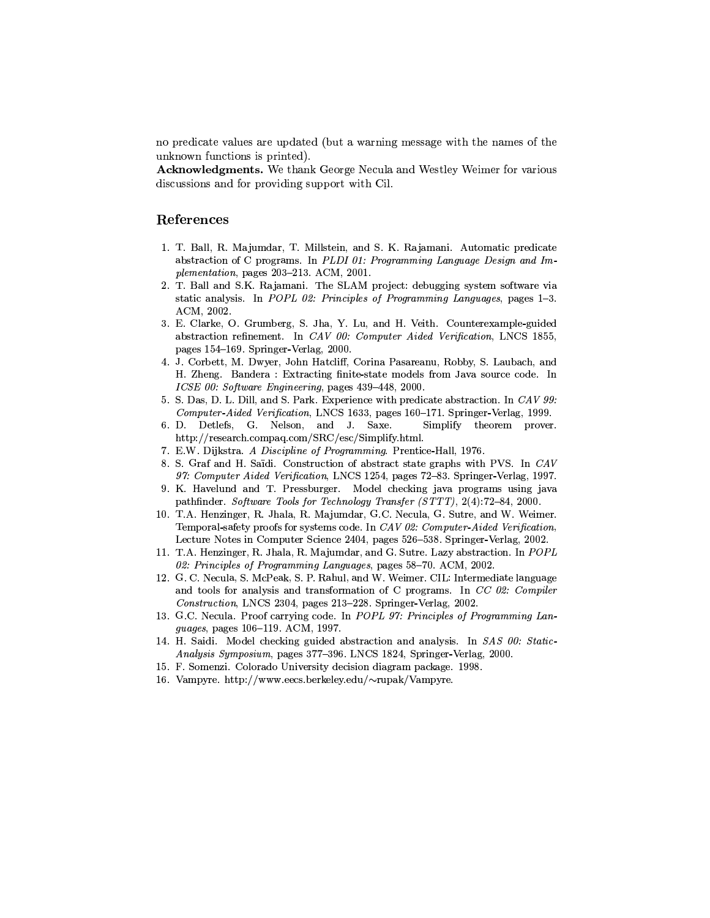no predicate values are updated (but a warning message with the names of the unknown functions is printed).

**Acknowledgments.** We thank George Necula and Westley Weimer for various discussions and for providing support with Cil.

## References

1. T. Ball, R. Majumdar, T. Millstein, and S. K. Rajamani. Automatic predicate abstraction of C programs. In *PLDI 01: Programming Language Design and Implementation*, pages 203–213. ACM, 2001.
2. T. Ball and S.K. Rajamani. The SLAM project: debugging system software via static analysis. In *POPL 02: Principles of Programming Languages*, pages 1–3. ACM, 2002.
3. E. Clarke, O. Grumberg, S. Jha, Y. Lu, and H. Veith. Counterexample-guided abstraction refinement. In *CAV 00: Computer Aided Verification*, LNCS 1855, pages 154–169. Springer-Verlag, 2000.
4. J. Corbett, M. Dwyer, John Hatcliff, Corina Pasareanu, Robby, S. Laubach, and H. Zheng. Bandera : Extracting finite-state models from Java source code. In *ICSE 00: Software Engineering*, pages 439–448, 2000.
5. S. Das, D. L. Dill, and S. Park. Experience with predicate abstraction. In *CAV 99: Computer-Aided Verification*, LNCS 1633, pages 160–171. Springer-Verlag, 1999.
6. D. Detlefs, G. Nelson, and J. Saxe. Simplify theorem prover. http://research.compaq.com/SRC/esc/Simplify.html.
7. E.W. Dijkstra. *A Discipline of Programming*. Prentice-Hall, 1976.
8. S. Graf and H. Saïdi. Construction of abstract state graphs with PVS. In *CAV 97: Computer Aided Verification*, LNCS 1254, pages 72–83. Springer-Verlag, 1997.
9. K. Havelund and T. Pressburger. Model checking java programs using java pathfinder. *Software Tools for Technology Transfer (STTT)*, 2(4):72–84, 2000.
10. T.A. Henzinger, R. Jhala, R. Majumdar, G.C. Necula, G. Sutre, and W. Weimer. Temporal-safety proofs for systems code. In *CAV 02: Computer-Aided Verification*, Lecture Notes in Computer Science 2404, pages 526–538. Springer-Verlag, 2002.
11. T.A. Henzinger, R. Jhala, R. Majumdar, and G. Sutre. Lazy abstraction. In *POPL 02: Principles of Programming Languages*, pages 58–70. ACM, 2002.
12. G. C. Necula, S. McPeak, S. P. Rahul, and W. Weimer. CIL: Intermediate language and tools for analysis and transformation of C programs. In *CC 02: Compiler Construction*, LNCS 2304, pages 213–228. Springer-Verlag, 2002.
13. G.C. Necula. Proof carrying code. In *POPL 97: Principles of Programming Languages*, pages 106–119. ACM, 1997.
14. H. Saidi. Model checking guided abstraction and analysis. In *SAS 00: Static-Analysis Symposium*, pages 377–396. LNCS 1824, Springer-Verlag, 2000.
15. F. Somenzi. Colorado University decision diagram package. 1998.
16. Vampyre. http://www.eecs.berkeley.edu/~rupak/Vampyre.